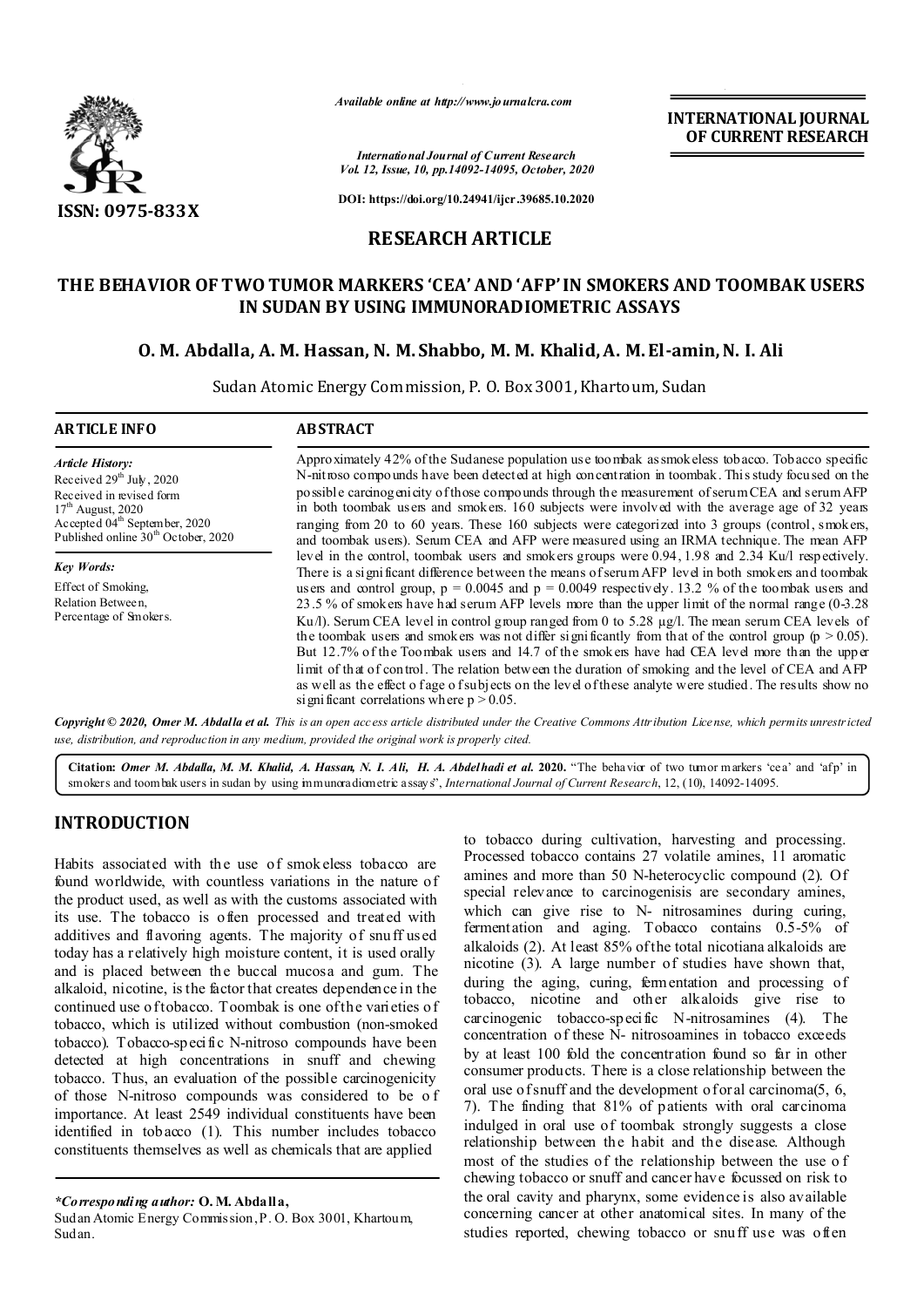ISSN: 0975-833X

*Available online at http://www.journalcra.com*

*International Journal of Current Research*
*Vol. 12, Issue, 10, pp.14092-14095, October, 2020*

**DOI: https://doi.org/10.24941/ijcr.39685.10.2020**

**INTERNATIONAL JOURNAL OF CURRENT RESEARCH**

## RESEARCH ARTICLE

# THE BEHAVIOR OF TWO TUMOR MARKERS 'CEA' AND 'AFP' IN SMOKERS AND TOOMBAK USERS IN SUDAN BY USING IMMUNORADIOMETRIC ASSAYS

**O. M. Abdalla, A. M. Hassan, N. M. Shabbo, M. M. Khalid, A. M. El-amin, N. I. Ali**

Sudan Atomic Energy Commission, P. O. Box 3001, Khartoum, Sudan

### ARTICLE INFO

*Article History:*
Received 29th July, 2020
Received in revised form
17th August, 2020
Accepted 04th September, 2020
Published online 30th October, 2020

*Key Words:*
Effect of Smoking,
Relation Between,
Percentage of Smokers.

### ABSTRACT

Approximately 42% of the Sudanese population use toombak as smokeless tobacco. Tobacco specific N-nitroso compounds have been detected at high concentration in toombak. This study focused on the possible carcinogenicity of those compounds through the measurement of serum CEA and serum AFP in both toombak users and smokers. 160 subjects were involved with the average age of 32 years ranging from 20 to 60 years. These 160 subjects were categorized into 3 groups (control, smokers, and toombak users). Serum CEA and AFP were measured using an IRMA technique. The mean AFP level in the control, toombak users and smokers groups were 0.94, 1.98 and 2.34 Ku/l respectively. There is a significant difference between the means of serum AFP level in both smokers and toombak users and control group, $p = 0.0045$ and $p = 0.0049$ respectively. 13.2 % of the toombak users and 23.5 % of smokers have had serum AFP levels more than the upper limit of the normal range (0-3.28 Ku/l). Serum CEA level in control group ranged from 0 to 5.28 µg/l. The mean serum CEA levels of the toombak users and smokers was not differ significantly from that of the control group ($p > 0.05$). But 12.7% of the Toombak users and 14.7 of the smokers have had CEA level more than the upper limit of that of control. The relation between the duration of smoking and the level of CEA and AFP as well as the effect o fage o fsubjects on the level of these analyte were studied. The results show no significant correlations where $p > 0.05$.

*Copyright © 2020, Omer M. Abdalla et al. This is an open access article distributed under the Creative Commons Attribution License, which permits unrestricted use, distribution, and reproduction in any medium, provided the original work is properly cited.*

**Citation:** *Omer M. Abdalla, M. M. Khalid, A. Hassan, N. I. Ali, H. A. Abdelhadi et al.* **2020.** "The behavior of two tumor markers 'cea' and 'afp' in smokers and toombak users in sudan by using immunoradiometric assays", *International Journal of Current Research*, 12, (10), 14092-14095.

## INTRODUCTION

Habits associated with the use of smokeless tobacco are found worldwide, with countless variations in the nature of the product used, as well as with the customs associated with its use. The tobacco is often processed and treated with additives and flavoring agents. The majority of snuff used today has a relatively high moisture content, it is used orally and is placed between the buccal mucosa and gum. The alkaloid, nicotine, is the factor that creates dependence in the continued use of tobacco. Toombak is one of the varieties of tobacco, which is utilized without combustion (non-smoked tobacco). Tobacco-specific N-nitroso compounds have been detected at high concentrations in snuff and chewing tobacco. Thus, an evaluation of the possible carcinogenicity of those N-nitroso compounds was considered to be of importance. At least 2549 individual constituents have been identified in tobacco (1). This number includes tobacco constituents themselves as well as chemicals that are applied to tobacco during cultivation, harvesting and processing. Processed tobacco contains 27 volatile amines, 11 aromatic amines and more than 50 N-heterocyclic compound (2). Of special relevance to carcinogenisis are secondary amines, which can give rise to N- nitrosamines during curing, fermentation and aging. Tobacco contains 0.5-5% of alkaloids (2). At least 85% of the total nicotiana alkaloids are nicotine (3). A large number of studies have shown that, during the aging, curing, fermentation and processing of tobacco, nicotine and other alkaloids give rise to carcinogenic tobacco-specific N-nitrosamines (4). The concentration of these N- nitrosoamines in tobacco exceeds by at least 100 fold the concentration found so far in other consumer products. There is a close relationship between the oral use of snuff and the development of oral carcinoma(5, 6, 7). The finding that 81% of patients with oral carcinoma indulged in oral use of toombak strongly suggests a close relationship between the habit and the disease. Although most of the studies of the relationship between the use of chewing tobacco or snuff and cancer have focussed on risk to the oral cavity and pharynx, some evidence is also available concerning cancer at other anatomical sites. In many of the studies reported, chewing tobacco or snuff use was often

*\*Corresponding author:* **O. M. Abdalla,**
Sudan Atomic Energy Commission, P. O. Box 3001, Khartoum, Sudan.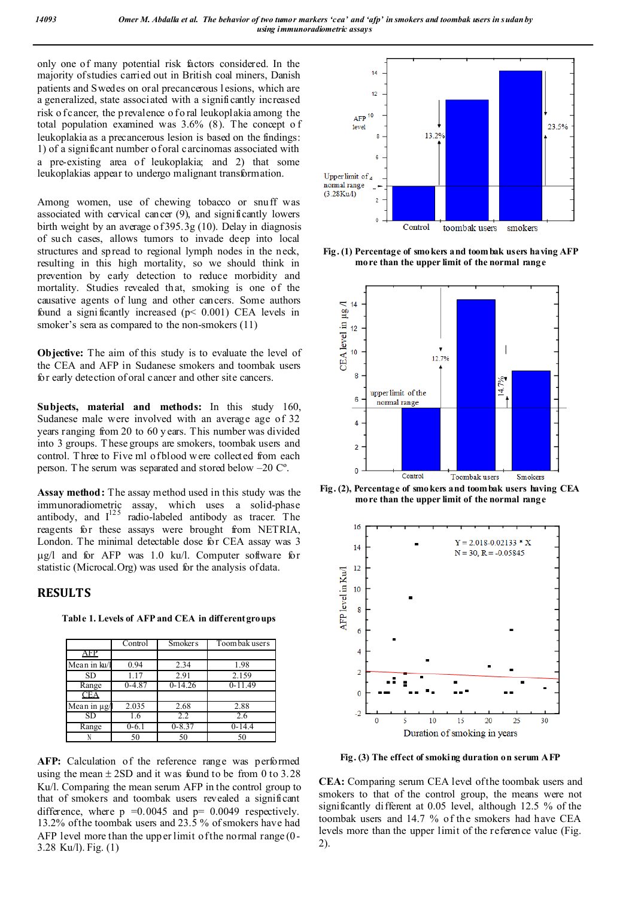only one of many potential risk factors considered. In the majority of studies carried out in British coal miners, Danish patients and Swedes on oral precancerous lesions, which are a generalized, state associated with a significantly increased risk of cancer, the prevalence of oral leukoplakia among the total population examined was 3.6% (8). The concept of leukoplakia as a precancerous lesion is based on the findings: 1) of a significant number of oral carcinomas associated with a pre-existing area of leukoplakia; and 2) that some leukoplakias appear to undergo malignant transformation.

Among women, use of chewing tobacco or snuff was associated with cervical cancer (9), and significantly lowers birth weight by an average of 395.3g (10). Delay in diagnosis of such cases, allows tumors to invade deep into local structures and spread to regional lymph nodes in the neck, resulting in this high mortality, so we should think in prevention by early detection to reduce morbidity and mortality. Studies revealed that, smoking is one of the causative agents of lung and other cancers. Some authors found a significantly increased ($p < 0.001$) CEA levels in smoker's sera as compared to the non-smokers (11)

**Objective:** The aim of this study is to evaluate the level of the CEA and AFP in Sudanese smokers and toombak users for early detection of oral cancer and other site cancers.

**Subjects, material and methods:** In this study 160, Sudanese male were involved with an average age of 32 years ranging from 20 to 60 years. This number was divided into 3 groups. These groups are smokers, toombak users and control. Three to Five ml of blood were collected from each person. The serum was separated and stored below –20 Cº.

**Assay method:** The assay method used in this study was the immunoradiometric assay, which uses a solid-phase antibody, and $I^{125}$ radio-labeled antibody as tracer. The reagents for these assays were brought from NETRIA, London. The minimal detectable dose for CEA assay was 3 µg/l and for AFP was 1.0 ku/l. Computer software for statistic (Microcal.Org) was used for the analysis of data.

## RESULTS

**Table 1. Levels of AFP and CEA in different groups**

| | Control | Smokers | Toombak users |
|---|---|---|---|
| AFP | | | |
| Mean in ku/l | 0.94 | 2.34 | 1.98 |
| SD | 1.17 | 2.91 | 2.159 |
| Range | 0-4.87 | 0-14.26 | 0-11.49 |
| CEA | | | |
| Mean in µg/l | 2.035 | 2.68 | 2.88 |
| SD | 1.6 | 2.2 | 2.6 |
| Range | 0-6.1 | 0-8.37 | 0-14.4 |
| N | 50 | 50 | 50 |

**AFP:** Calculation of the reference range was performed using the mean ± 2SD and it was found to be from 0 to 3.28 Ku/l. Comparing the mean serum AFP in the control group to that of smokers and toombak users revealed a significant difference, where $p = 0.0045$ and $p = 0.0049$ respectively. 13.2% of the toombak users and 23.5 % of smokers have had AFP level more than the upper limit of the normal range (0-3.28 Ku/l). Fig. (1)

**Fig. (1) Percentage of smokers and toombak users having AFP more than the upper limit of the normal range**

**Fig. (2), Percentage of smokers and toombak users having CEA more than the upper limit of the normal range**

**Fig. (3) The effect of smoking duration on serum AFP**

**CEA:** Comparing serum CEA level of the toombak users and smokers to that of the control group, the means were not significantly different at 0.05 level, although 12.5 % of the toombak users and 14.7 % of the smokers had have CEA levels more than the upper limit of the reference value (Fig. 2).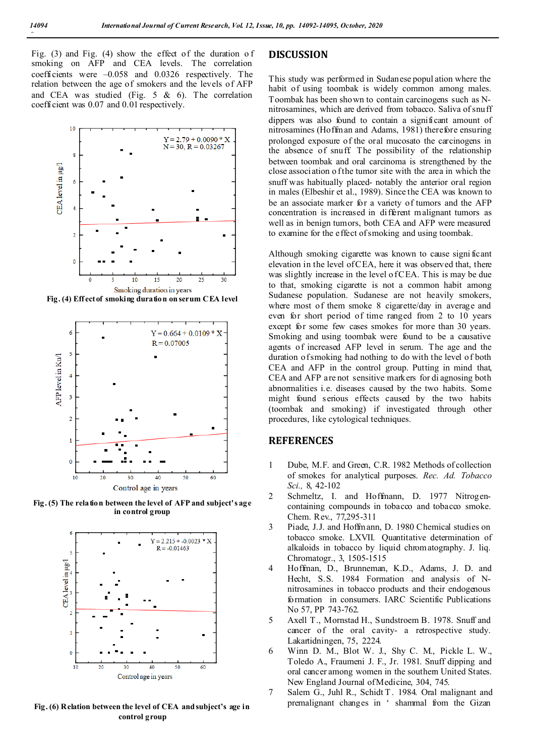Fig. (3) and Fig. (4) show the effect of the duration of smoking on AFP and CEA levels. The correlation coefficients were –0.058 and 0.0326 respectively. The relation between the age of smokers and the levels of AFP and CEA was studied (Fig. 5 & 6). The correlation coefficient was 0.07 and 0.01 respectively.

**Fig. (4) Effect of smoking duration on serum CEA level**

**Fig. (5) The relation between the level of AFP and subject's age in control group**

**Fig. (6) Relation between the level of CEA and subject's age in control group**

## DISCUSSION

This study was performed in Sudanese population where the habit of using toombak is widely common among males. Toombak has been shown to contain carcinogens such as N-nitrosamines, which are derived from tobacco. Saliva of snuff dippers was also found to contain a significant amount of nitrosamines (Hoffman and Adams, 1981) therefore ensuring prolonged exposure of the oral mucosato the carcinogens in the absence of snuff The possibility of the relationship between toombak and oral carcinoma is strengthened by the close association of the tumor site with the area in which the snuff was habitually placed- notably the anterior oral region in males (Elbeshir et al., 1989). Since the CEA was known to be an associate marker for a variety of tumors and the AFP concentration is increased in different malignant tumors as well as in benign tumors, both CEA and AFP were measured to examine for the effect of smoking and using toombak.

Although smoking cigarette was known to cause significant elevation in the level of CEA, here it was observed that, there was slightly increase in the level of CEA. This is may be due to that, smoking cigarette is not a common habit among Sudanese population. Sudanese are not heavily smokers, where most of them smoke 8 cigarette/day in average and even for short period of time ranged from 2 to 10 years except for some few cases smokes for more than 30 years. Smoking and using toombak were found to be a causative agents of increased AFP level in serum. The age and the duration of smoking had nothing to do with the level of both CEA and AFP in the control group. Putting in mind that, CEA and AFP are not sensitive markers for diagnosing both abnormalities i.e. diseases caused by the two habits. Some might found serious effects caused by the two habits (toombak and smoking) if investigated through other procedures, like cytological techniques.

## REFERENCES

1. Dube, M.F. and Green, C.R. 1982 Methods of collection of smokes for analytical purposes. *Rec. Ad. Tobacco Sci.,* 8, 42-102
2. Schmeltz, I. and Hoffmann, D. 1977 Nitrogen-containing compounds in tobacco and tobacco smoke. Chem. Rev., 77,295-311
3. Piade, J.J. and Hoffmann, D. 1980 Chemical studies on tobacco smoke. LXVII. Quantitative determination of alkaloids in tobacco by liquid chromatography. J. liq. Chromatogr., 3, 1505-1515
4. Hoffman, D., Brunneman, K.D., Adams, J. D. and Hecht, S.S. 1984 Formation and analysis of N-nitrosamines in tobacco products and their endogenous formation in consumers. IARC Scientific Publications No 57, PP 743-762.
5. Axell T., Mornstad H., Sundstroem B. 1978. Snuff and cancer of the oral cavity- a retrospective study. Lakartidningen, 75, 2224.
6. Winn D. M., Blot W. J., Shy C. M., Pickle L. W., Toledo A., Fraumeni J. F., Jr. 1981. Snuff dipping and oral cancer among women in the southern United States. New England Journal of Medicine, 304, 745.
7. Salem G., Juhl R., Schidt T. 1984. Oral malignant and premalignant changes in ' shammal from the Gizan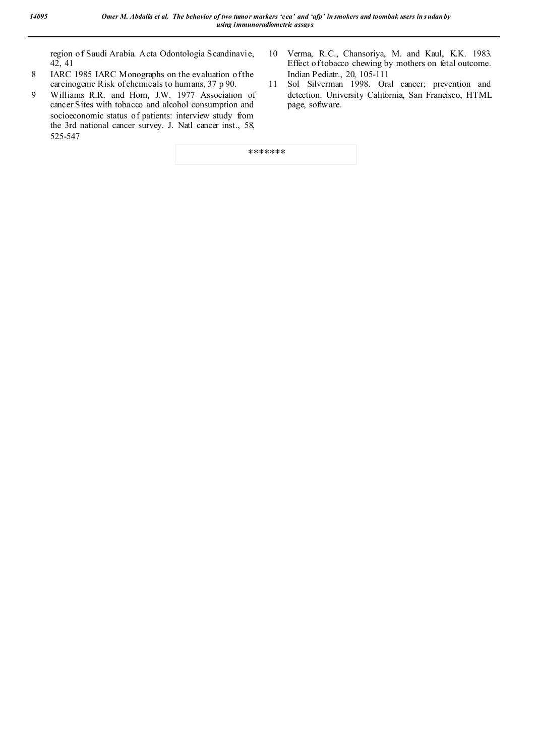region of Saudi Arabia. Acta Odontologia Scandinavie, 42, 41

8. IARC 1985 IARC Monographs on the evaluation of the carcinogenic Risk of chemicals to humans, 37 p 90.
9. Williams R.R. and Horn, J.W. 1977 Association of cancer Sites with tobacco and alcohol consumption and socioeconomic status of patients: interview study from the 3rd national cancer survey. J. Natl cancer inst., 58, 525-547
10. Verma, R.C., Chansoriya, M. and Kaul, K.K. 1983. Effect of tobacco chewing by mothers on fetal outcome. Indian Pediatr., 20, 105-111
11. Sol Silverman 1998. Oral cancer; prevention and detection. University California, San Francisco, HTML page, software.

*******